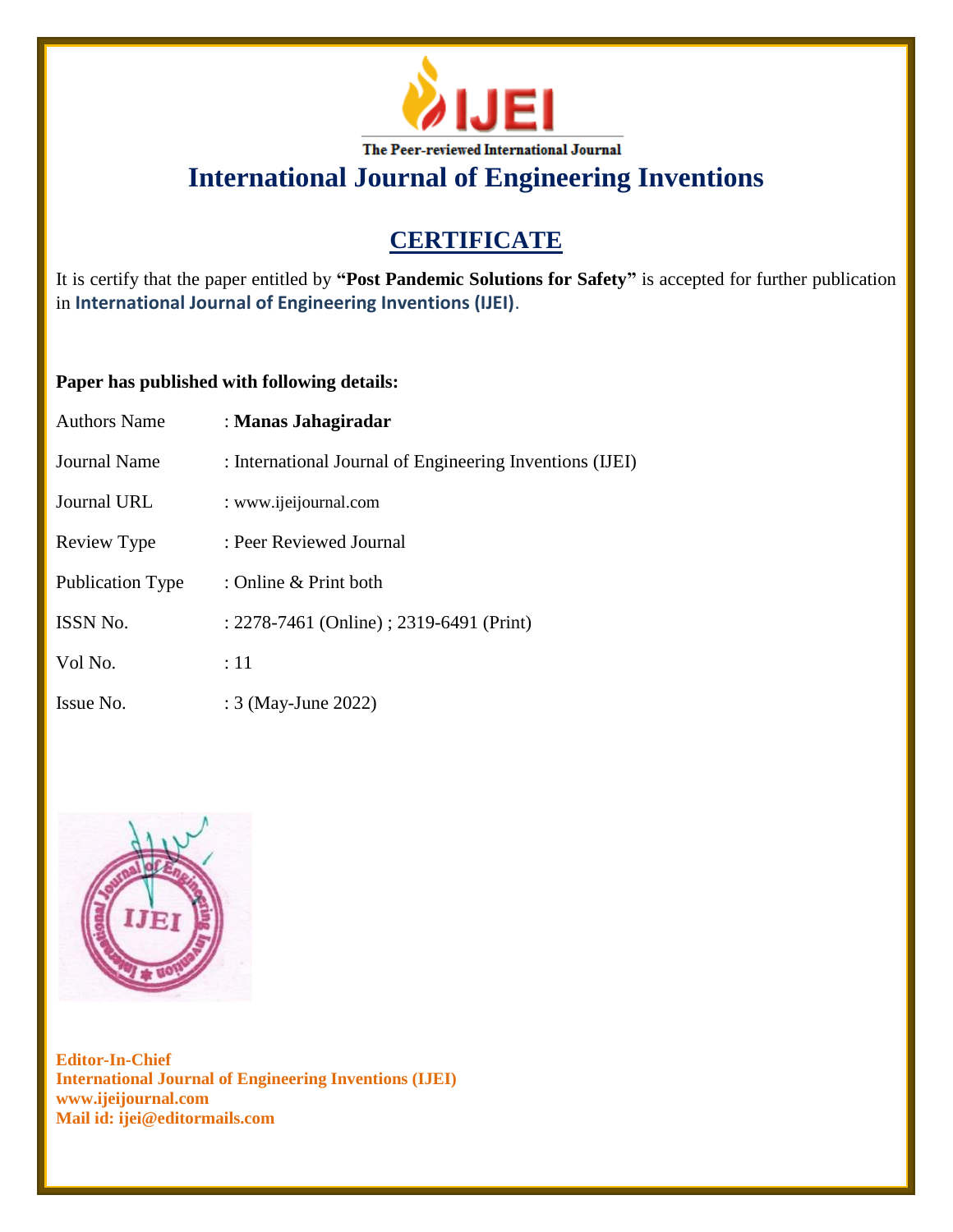The Peer-reviewed International Journal

# International Journal of Engineering Inventions

## CERTIFICATE

It is certify that the paper entitled by **"Post Pandemic Solutions for Safety"** is accepted for further publication in **International Journal of Engineering Inventions (IJEI)**.

**Paper has published with following details:**

| | |
|---|---|
| Authors Name | : **Manas Jahagiradar** |
| Journal Name | : International Journal of Engineering Inventions (IJEI) |
| Journal URL | : www.ijeijournal.com |
| Review Type | : Peer Reviewed Journal |
| Publication Type | : Online & Print both |
| ISSN No. | : 2278-7461 (Online) ; 2319-6491 (Print) |
| Vol No. | : 11 |
| Issue No. | : 3 (May-June 2022) |

**Editor-In-Chief**
**International Journal of Engineering Inventions (IJEI)**
**www.ijeijournal.com**
**Mail id: ijei@editormails.com**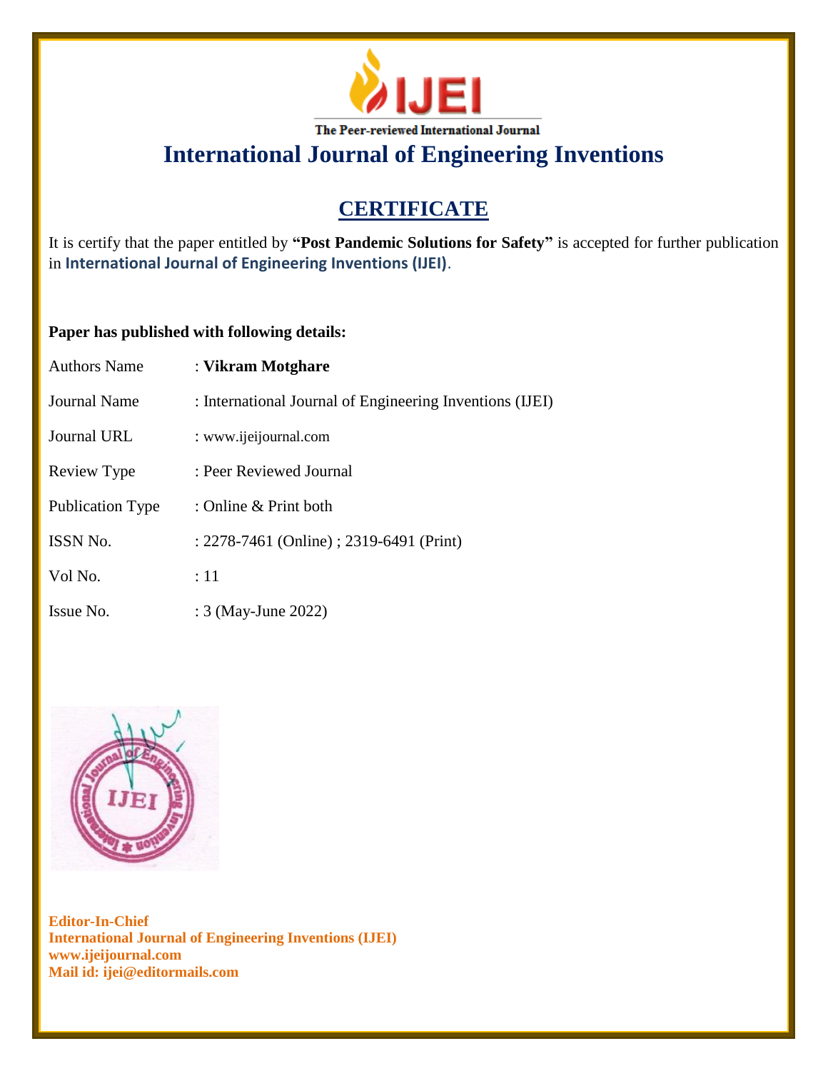The Peer-reviewed International Journal

# International Journal of Engineering Inventions

## CERTIFICATE

It is certify that the paper entitled by **"Post Pandemic Solutions for Safety"** is accepted for further publication in **International Journal of Engineering Inventions (IJEI)**.

**Paper has published with following details:**

| | |
|---|---|
| Authors Name | : **Vikram Motghare** |
| Journal Name | : International Journal of Engineering Inventions (IJEI) |
| Journal URL | : www.ijeijournal.com |
| Review Type | : Peer Reviewed Journal |
| Publication Type | : Online & Print both |
| ISSN No. | : 2278-7461 (Online) ; 2319-6491 (Print) |
| Vol No. | : 11 |
| Issue No. | : 3 (May-June 2022) |

**Editor-In-Chief**
**International Journal of Engineering Inventions (IJEI)**
**www.ijeijournal.com**
**Mail id: ijei@editormails.com**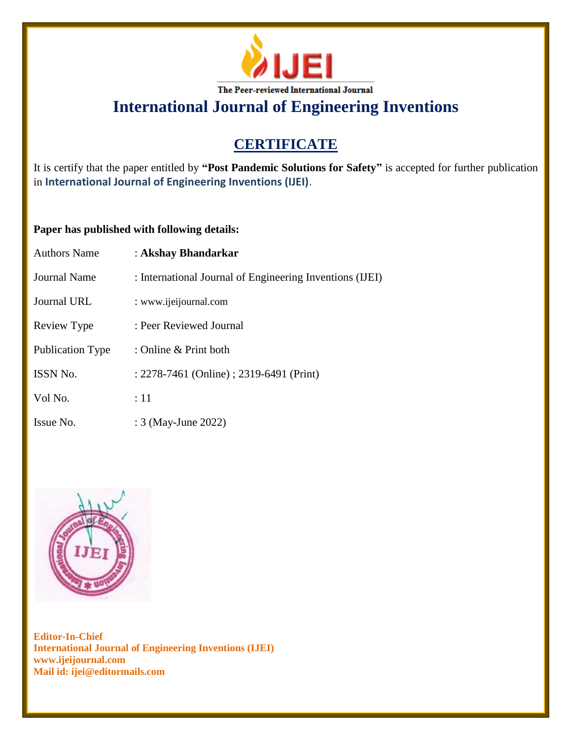IJEI

The Peer-reviewed International Journal

# International Journal of Engineering Inventions

## CERTIFICATE

It is certify that the paper entitled by **"Post Pandemic Solutions for Safety"** is accepted for further publication in **International Journal of Engineering Inventions (IJEI)**.

**Paper has published with following details:**

| | |
|---|---|
| Authors Name | : **Akshay Bhandarkar** |
| Journal Name | : International Journal of Engineering Inventions (IJEI) |
| Journal URL | : www.ijeijournal.com |
| Review Type | : Peer Reviewed Journal |
| Publication Type | : Online & Print both |
| ISSN No. | : 2278-7461 (Online) ; 2319-6491 (Print) |
| Vol No. | : 11 |
| Issue No. | : 3 (May-June 2022) |

**Editor-In-Chief**
**International Journal of Engineering Inventions (IJEI)**
**www.ijeijournal.com**
**Mail id: ijei@editormails.com**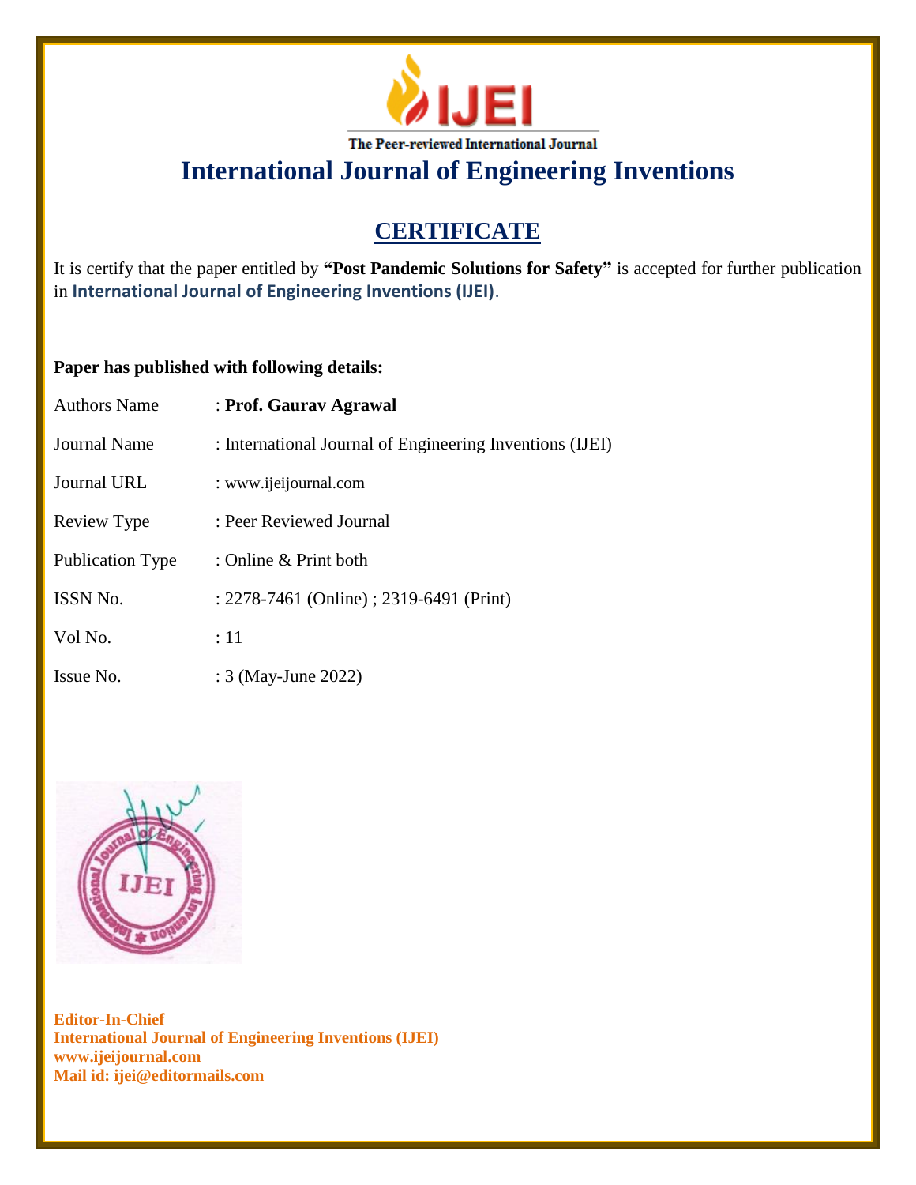# IJEI

The Peer-reviewed International Journal

# International Journal of Engineering Inventions

## CERTIFICATE

It is certify that the paper entitled by **"Post Pandemic Solutions for Safety"** is accepted for further publication in **International Journal of Engineering Inventions (IJEI)**.

**Paper has published with following details:**

| | |
|---|---|
| Authors Name | : **Prof. Gaurav Agrawal** |
| Journal Name | : International Journal of Engineering Inventions (IJEI) |
| Journal URL | : www.ijeijournal.com |
| Review Type | : Peer Reviewed Journal |
| Publication Type | : Online & Print both |
| ISSN No. | : 2278-7461 (Online) ; 2319-6491 (Print) |
| Vol No. | : 11 |
| Issue No. | : 3 (May-June 2022) |

**Editor-In-Chief**
**International Journal of Engineering Inventions (IJEI)**
**www.ijeijournal.com**
**Mail id: ijei@editormails.com**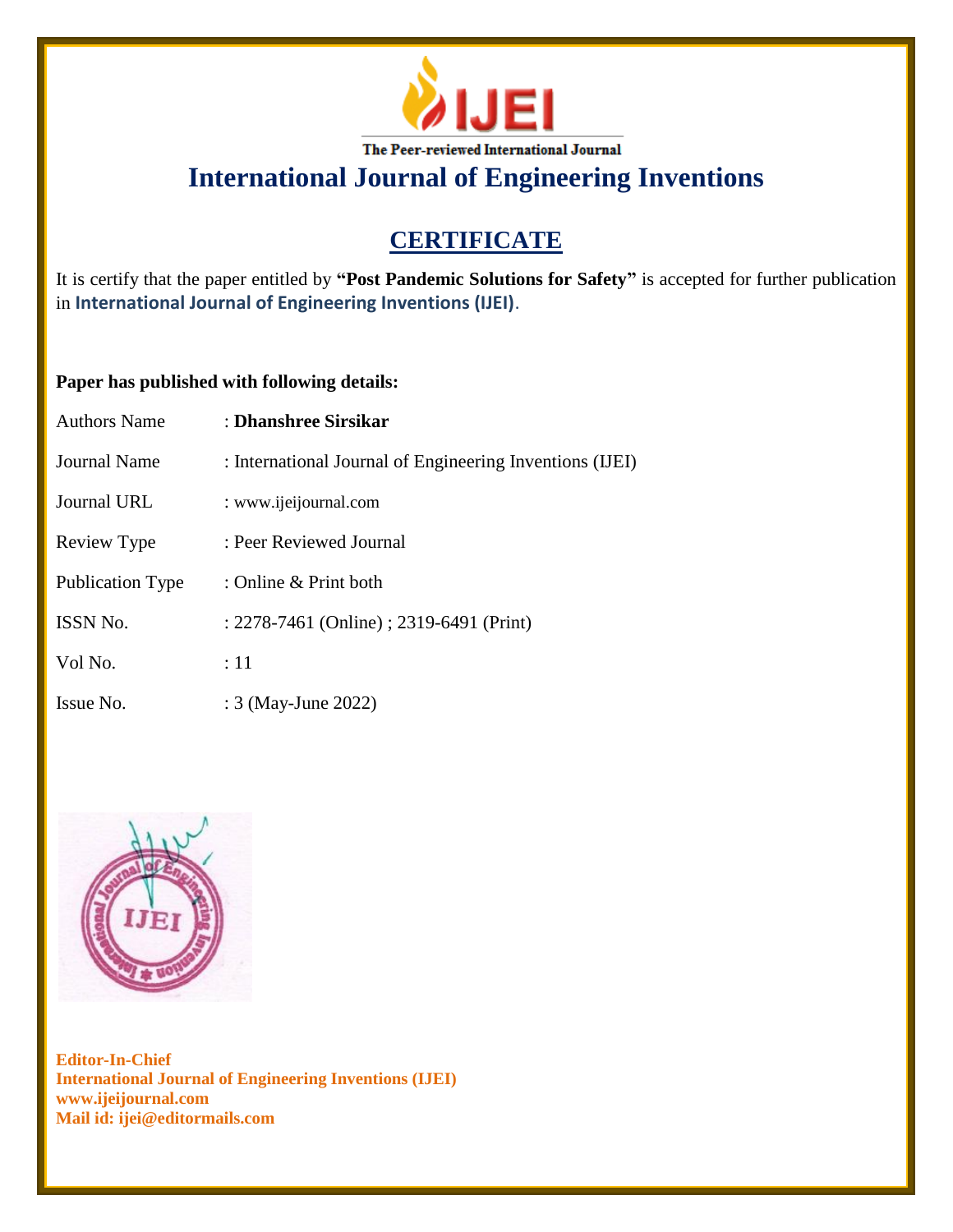The Peer-reviewed International Journal

# International Journal of Engineering Inventions

## CERTIFICATE

It is certify that the paper entitled by **"Post Pandemic Solutions for Safety"** is accepted for further publication in **International Journal of Engineering Inventions (IJEI)**.

**Paper has published with following details:**

| | |
|---|---|
| Authors Name | : **Dhanshree Sirsikar** |
| Journal Name | : International Journal of Engineering Inventions (IJEI) |
| Journal URL | : www.ijeijournal.com |
| Review Type | : Peer Reviewed Journal |
| Publication Type | : Online & Print both |
| ISSN No. | : 2278-7461 (Online) ; 2319-6491 (Print) |
| Vol No. | : 11 |
| Issue No. | : 3 (May-June 2022) |

**Editor-In-Chief**
**International Journal of Engineering Inventions (IJEI)**
**www.ijeijournal.com**
**Mail id: ijei@editormails.com**